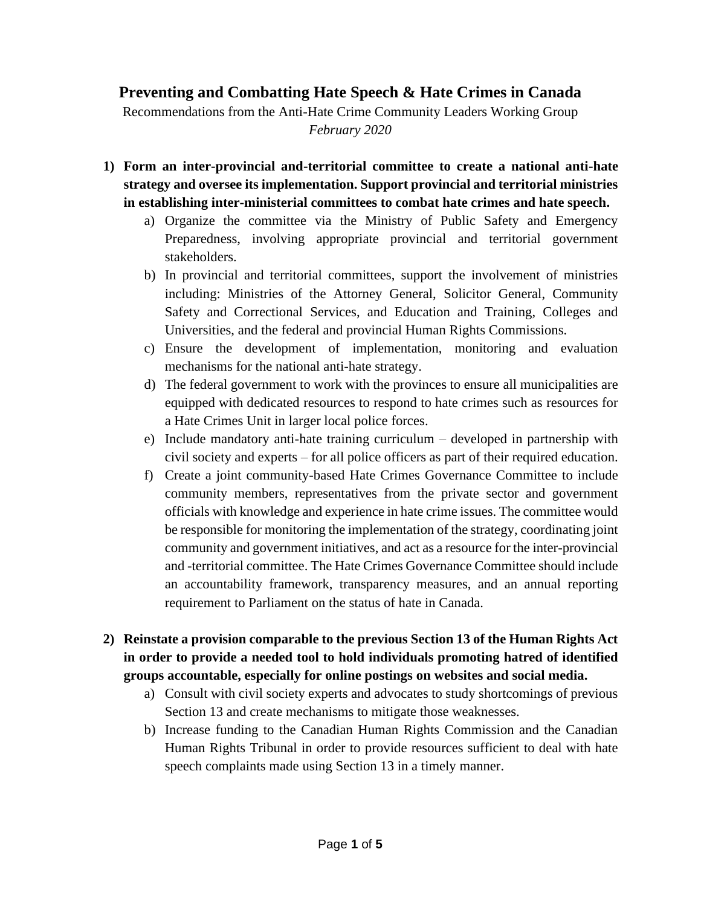# Preventing and Combatting Hate Speech & Hate Crimes in Canada

Recommendations from the Anti-Hate Crime Community Leaders Working Group

*February 2020*

1) **Form an inter-provincial and-territorial committee to create a national anti-hate strategy and oversee its implementation. Support provincial and territorial ministries in establishing inter-ministerial committees to combat hate crimes and hate speech.**
   a) Organize the committee via the Ministry of Public Safety and Emergency Preparedness, involving appropriate provincial and territorial government stakeholders.
   b) In provincial and territorial committees, support the involvement of ministries including: Ministries of the Attorney General, Solicitor General, Community Safety and Correctional Services, and Education and Training, Colleges and Universities, and the federal and provincial Human Rights Commissions.
   c) Ensure the development of implementation, monitoring and evaluation mechanisms for the national anti-hate strategy.
   d) The federal government to work with the provinces to ensure all municipalities are equipped with dedicated resources to respond to hate crimes such as resources for a Hate Crimes Unit in larger local police forces.
   e) Include mandatory anti-hate training curriculum – developed in partnership with civil society and experts – for all police officers as part of their required education.
   f) Create a joint community-based Hate Crimes Governance Committee to include community members, representatives from the private sector and government officials with knowledge and experience in hate crime issues. The committee would be responsible for monitoring the implementation of the strategy, coordinating joint community and government initiatives, and act as a resource for the inter-provincial and -territorial committee. The Hate Crimes Governance Committee should include an accountability framework, transparency measures, and an annual reporting requirement to Parliament on the status of hate in Canada.

2) **Reinstate a provision comparable to the previous Section 13 of the Human Rights Act in order to provide a needed tool to hold individuals promoting hatred of identified groups accountable, especially for online postings on websites and social media.**
   a) Consult with civil society experts and advocates to study shortcomings of previous Section 13 and create mechanisms to mitigate those weaknesses.
   b) Increase funding to the Canadian Human Rights Commission and the Canadian Human Rights Tribunal in order to provide resources sufficient to deal with hate speech complaints made using Section 13 in a timely manner.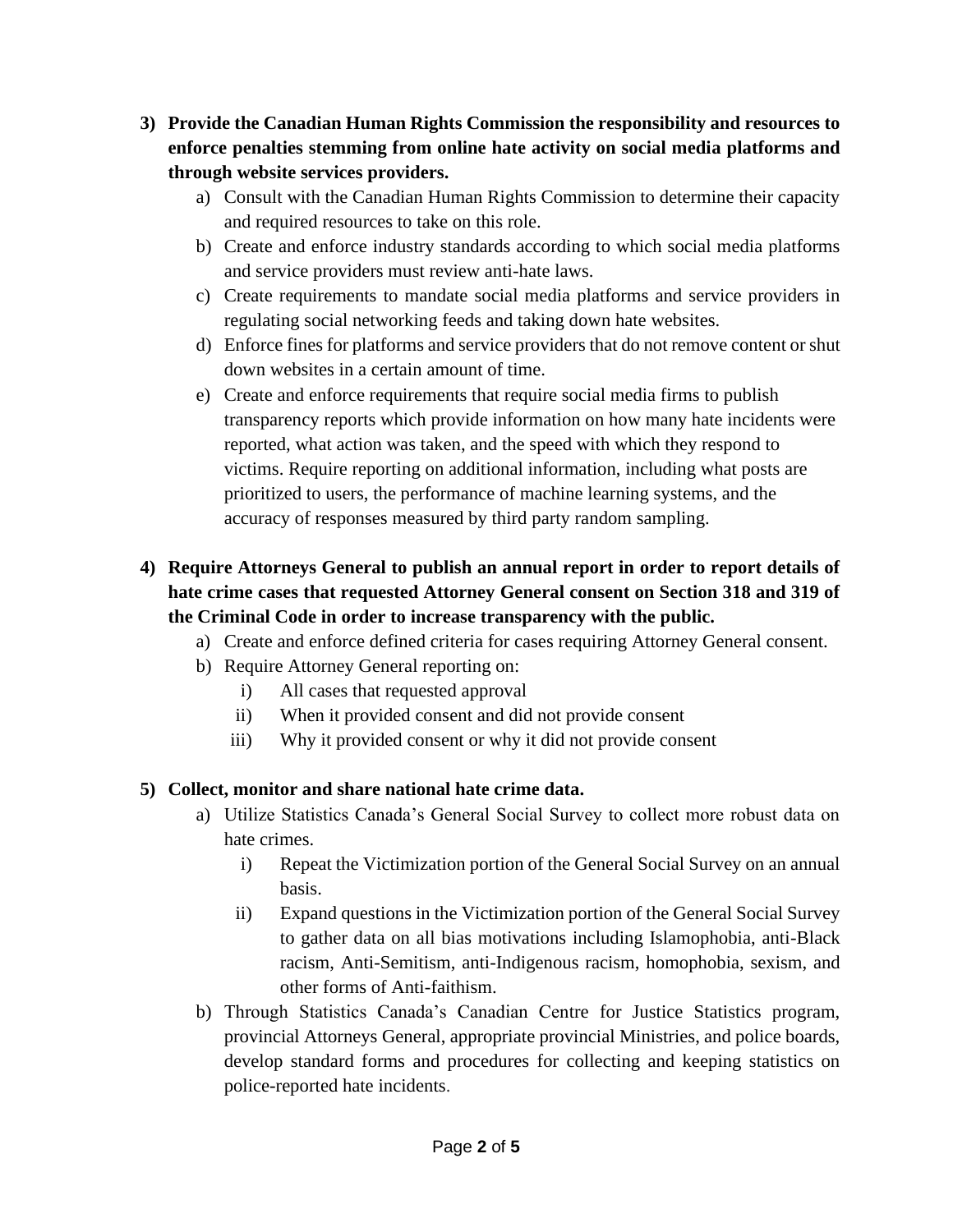3) **Provide the Canadian Human Rights Commission the responsibility and resources to enforce penalties stemming from online hate activity on social media platforms and through website services providers.**
    a) Consult with the Canadian Human Rights Commission to determine their capacity and required resources to take on this role.
    b) Create and enforce industry standards according to which social media platforms and service providers must review anti-hate laws.
    c) Create requirements to mandate social media platforms and service providers in regulating social networking feeds and taking down hate websites.
    d) Enforce fines for platforms and service providers that do not remove content or shut down websites in a certain amount of time.
    e) Create and enforce requirements that require social media firms to publish transparency reports which provide information on how many hate incidents were reported, what action was taken, and the speed with which they respond to victims. Require reporting on additional information, including what posts are prioritized to users, the performance of machine learning systems, and the accuracy of responses measured by third party random sampling.

4) **Require Attorneys General to publish an annual report in order to report details of hate crime cases that requested Attorney General consent on Section 318 and 319 of the Criminal Code in order to increase transparency with the public.**
    a) Create and enforce defined criteria for cases requiring Attorney General consent.
    b) Require Attorney General reporting on:
        i) All cases that requested approval
        ii) When it provided consent and did not provide consent
        iii) Why it provided consent or why it did not provide consent

5) **Collect, monitor and share national hate crime data.**
    a) Utilize Statistics Canada's General Social Survey to collect more robust data on hate crimes.
        i) Repeat the Victimization portion of the General Social Survey on an annual basis.
        ii) Expand questions in the Victimization portion of the General Social Survey to gather data on all bias motivations including Islamophobia, anti-Black racism, Anti-Semitism, anti-Indigenous racism, homophobia, sexism, and other forms of Anti-faithism.
    b) Through Statistics Canada's Canadian Centre for Justice Statistics program, provincial Attorneys General, appropriate provincial Ministries, and police boards, develop standard forms and procedures for collecting and keeping statistics on police-reported hate incidents.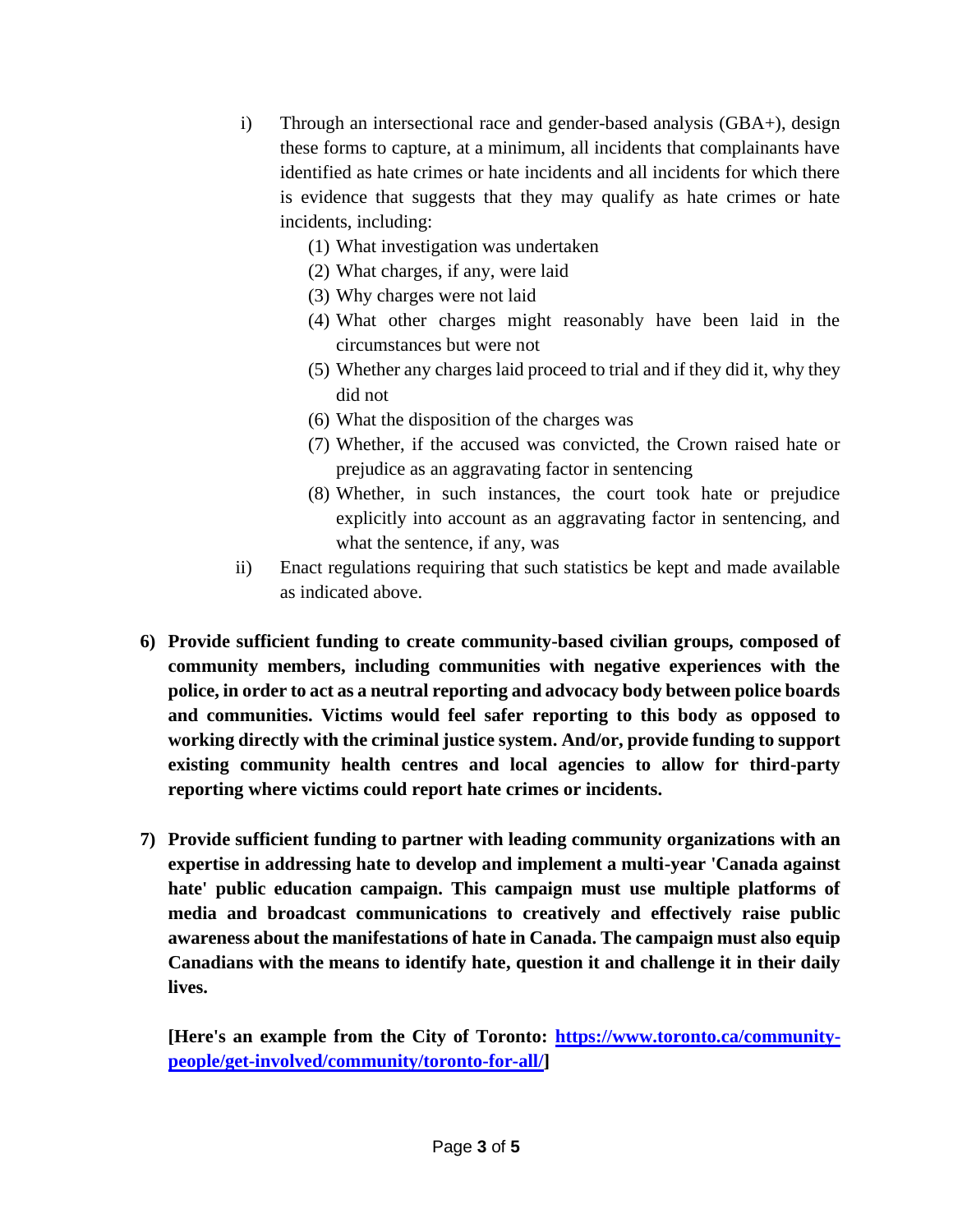i) Through an intersectional race and gender-based analysis (GBA+), design these forms to capture, at a minimum, all incidents that complainants have identified as hate crimes or hate incidents and all incidents for which there is evidence that suggests that they may qualify as hate crimes or hate incidents, including:
    (1) What investigation was undertaken
    (2) What charges, if any, were laid
    (3) Why charges were not laid
    (4) What other charges might reasonably have been laid in the circumstances but were not
    (5) Whether any charges laid proceed to trial and if they did it, why they did not
    (6) What the disposition of the charges was
    (7) Whether, if the accused was convicted, the Crown raised hate or prejudice as an aggravating factor in sentencing
    (8) Whether, in such instances, the court took hate or prejudice explicitly into account as an aggravating factor in sentencing, and what the sentence, if any, was

ii) Enact regulations requiring that such statistics be kept and made available as indicated above.

6) **Provide sufficient funding to create community-based civilian groups, composed of community members, including communities with negative experiences with the police, in order to act as a neutral reporting and advocacy body between police boards and communities. Victims would feel safer reporting to this body as opposed to working directly with the criminal justice system. And/or, provide funding to support existing community health centres and local agencies to allow for third-party reporting where victims could report hate crimes or incidents.**

7) **Provide sufficient funding to partner with leading community organizations with an expertise in addressing hate to develop and implement a multi-year 'Canada against hate' public education campaign. This campaign must use multiple platforms of media and broadcast communications to creatively and effectively raise public awareness about the manifestations of hate in Canada. The campaign must also equip Canadians with the means to identify hate, question it and challenge it in their daily lives.**

    **[Here's an example from the City of Toronto: [https://www.toronto.ca/community-people/get-involved/community/toronto-for-all/](https://www.toronto.ca/community-people/get-involved/community/toronto-for-all/)]**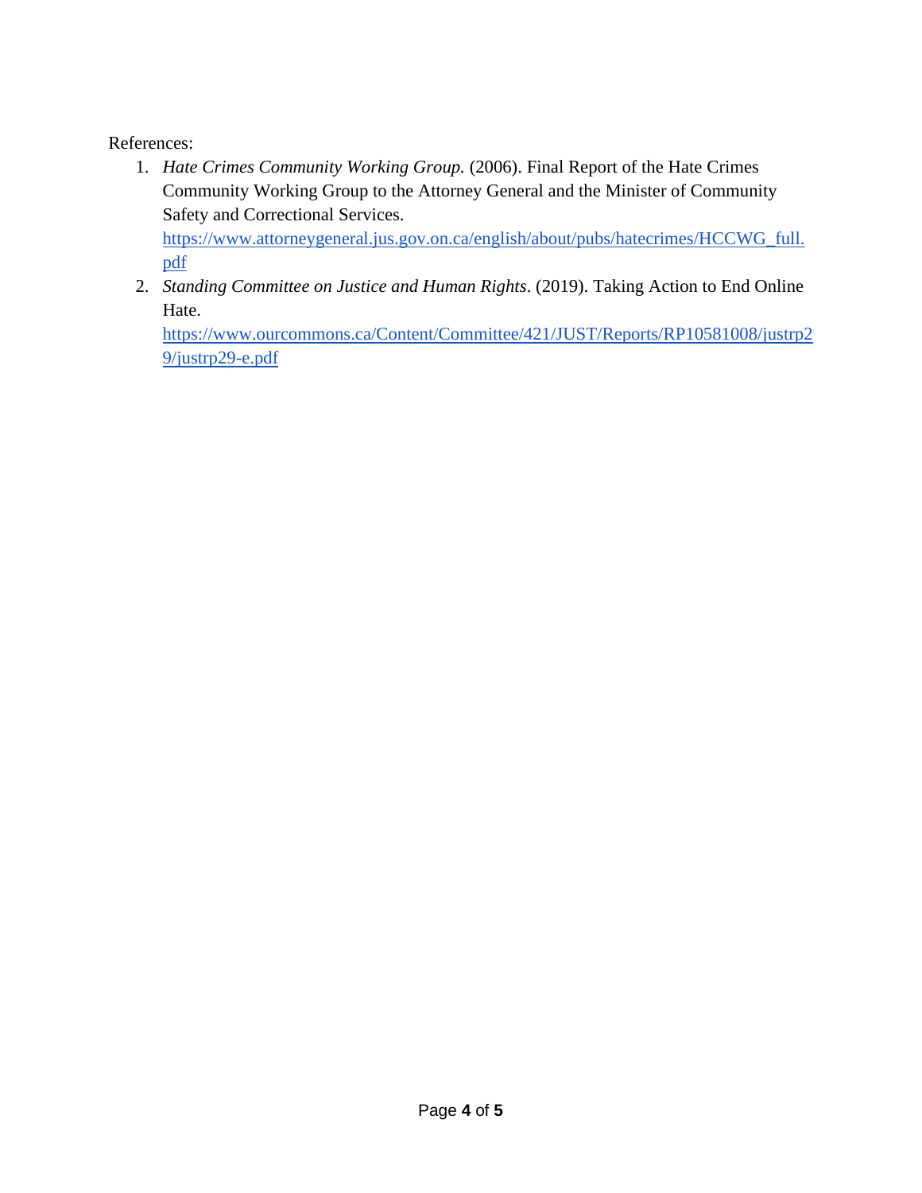References:

1. *Hate Crimes Community Working Group.* (2006). Final Report of the Hate Crimes Community Working Group to the Attorney General and the Minister of Community Safety and Correctional Services. https://www.attorneygeneral.jus.gov.on.ca/english/about/pubs/hatecrimes/HCCWG_full.pdf
2. *Standing Committee on Justice and Human Rights*. (2019). Taking Action to End Online Hate. https://www.ourcommons.ca/Content/Committee/421/JUST/Reports/RP10581008/justrp29/justrp29-e.pdf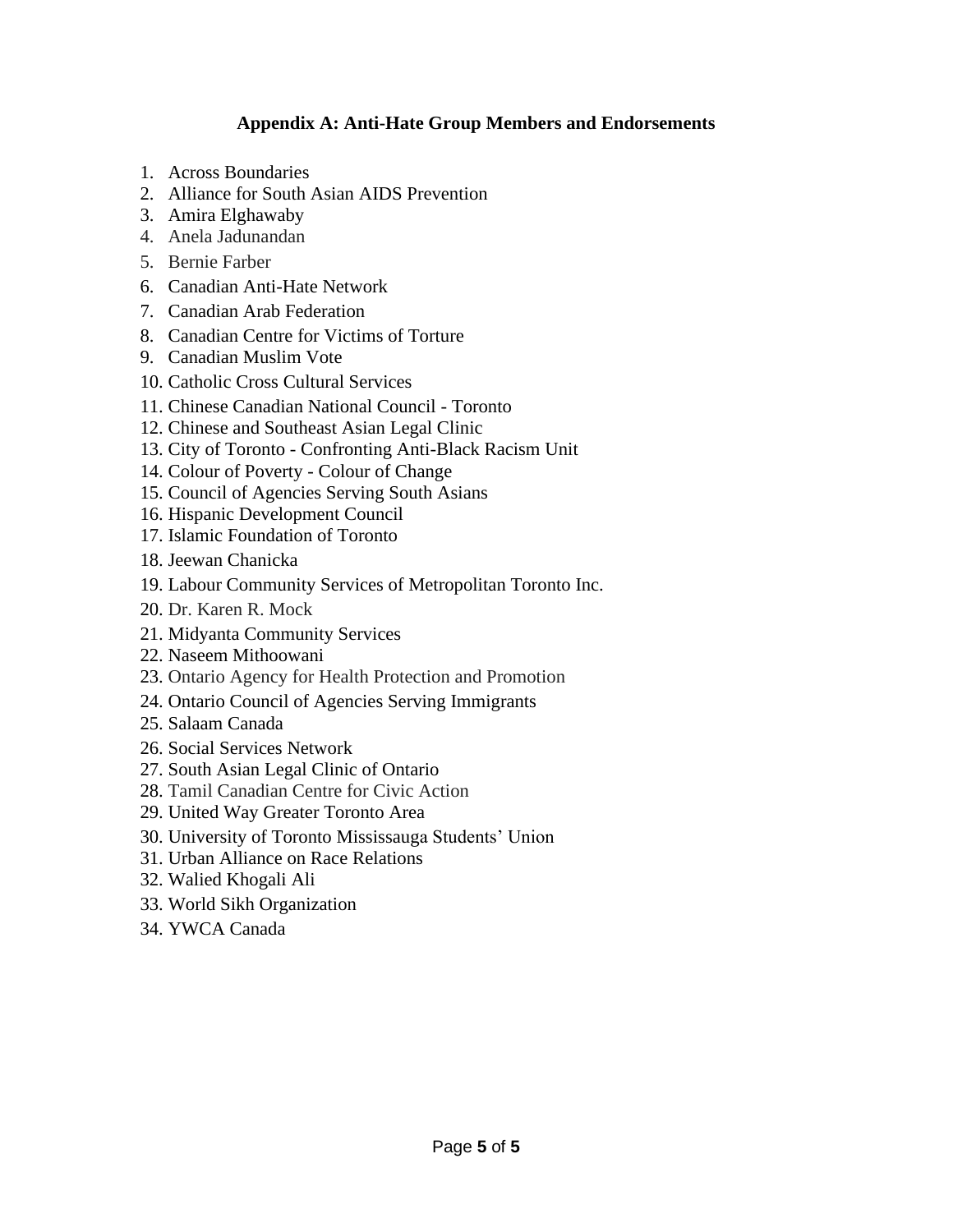**Appendix A: Anti-Hate Group Members and Endorsements**

1. Across Boundaries
2. Alliance for South Asian AIDS Prevention
3. Amira Elghawaby
4. Anela Jadunandan
5. Bernie Farber
6. Canadian Anti-Hate Network
7. Canadian Arab Federation
8. Canadian Centre for Victims of Torture
9. Canadian Muslim Vote
10. Catholic Cross Cultural Services
11. Chinese Canadian National Council - Toronto
12. Chinese and Southeast Asian Legal Clinic
13. City of Toronto - Confronting Anti-Black Racism Unit
14. Colour of Poverty - Colour of Change
15. Council of Agencies Serving South Asians
16. Hispanic Development Council
17. Islamic Foundation of Toronto
18. Jeewan Chanicka
19. Labour Community Services of Metropolitan Toronto Inc.
20. Dr. Karen R. Mock
21. Midyanta Community Services
22. Naseem Mithoowani
23. Ontario Agency for Health Protection and Promotion
24. Ontario Council of Agencies Serving Immigrants
25. Salaam Canada
26. Social Services Network
27. South Asian Legal Clinic of Ontario
28. Tamil Canadian Centre for Civic Action
29. United Way Greater Toronto Area
30. University of Toronto Mississauga Students' Union
31. Urban Alliance on Race Relations
32. Walied Khogali Ali
33. World Sikh Organization
34. YWCA Canada